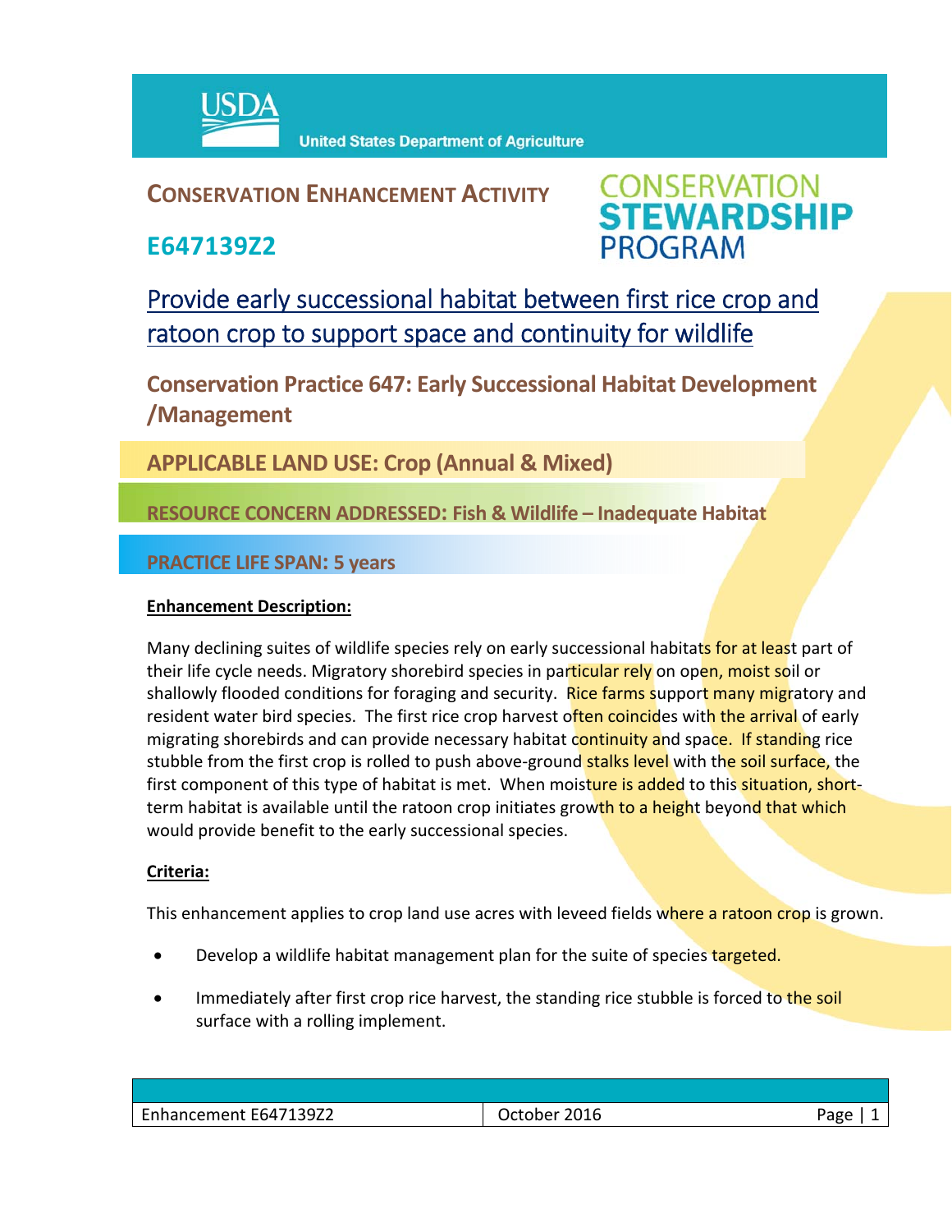USDA United States Department of Agriculture

# CONSERVATION ENHANCEMENT ACTIVITY

# E647139Z2

CONSERVATION STEWARDSHIP PROGRAM

## Provide early successional habitat between first rice crop and ratoon crop to support space and continuity for wildlife

## Conservation Practice 647: Early Successional Habitat Development /Management

**APPLICABLE LAND USE: Crop (Annual & Mixed)**

**RESOURCE CONCERN ADDRESSED: Fish & Wildlife – Inadequate Habitat**

**PRACTICE LIFE SPAN: 5 years**

**Enhancement Description:**

Many declining suites of wildlife species rely on early successional habitats for at least part of their life cycle needs. Migratory shorebird species in particular rely on open, moist soil or shallowly flooded conditions for foraging and security. Rice farms support many migratory and resident water bird species. The first rice crop harvest often coincides with the arrival of early migrating shorebirds and can provide necessary habitat continuity and space. If standing rice stubble from the first crop is rolled to push above-ground stalks level with the soil surface, the first component of this type of habitat is met. When moisture is added to this situation, short-term habitat is available until the ratoon crop initiates growth to a height beyond that which would provide benefit to the early successional species.

**Criteria:**

This enhancement applies to crop land use acres with leveed fields where a ratoon crop is grown.

- Develop a wildlife habitat management plan for the suite of species targeted.
- Immediately after first crop rice harvest, the standing rice stubble is forced to the soil surface with a rolling implement.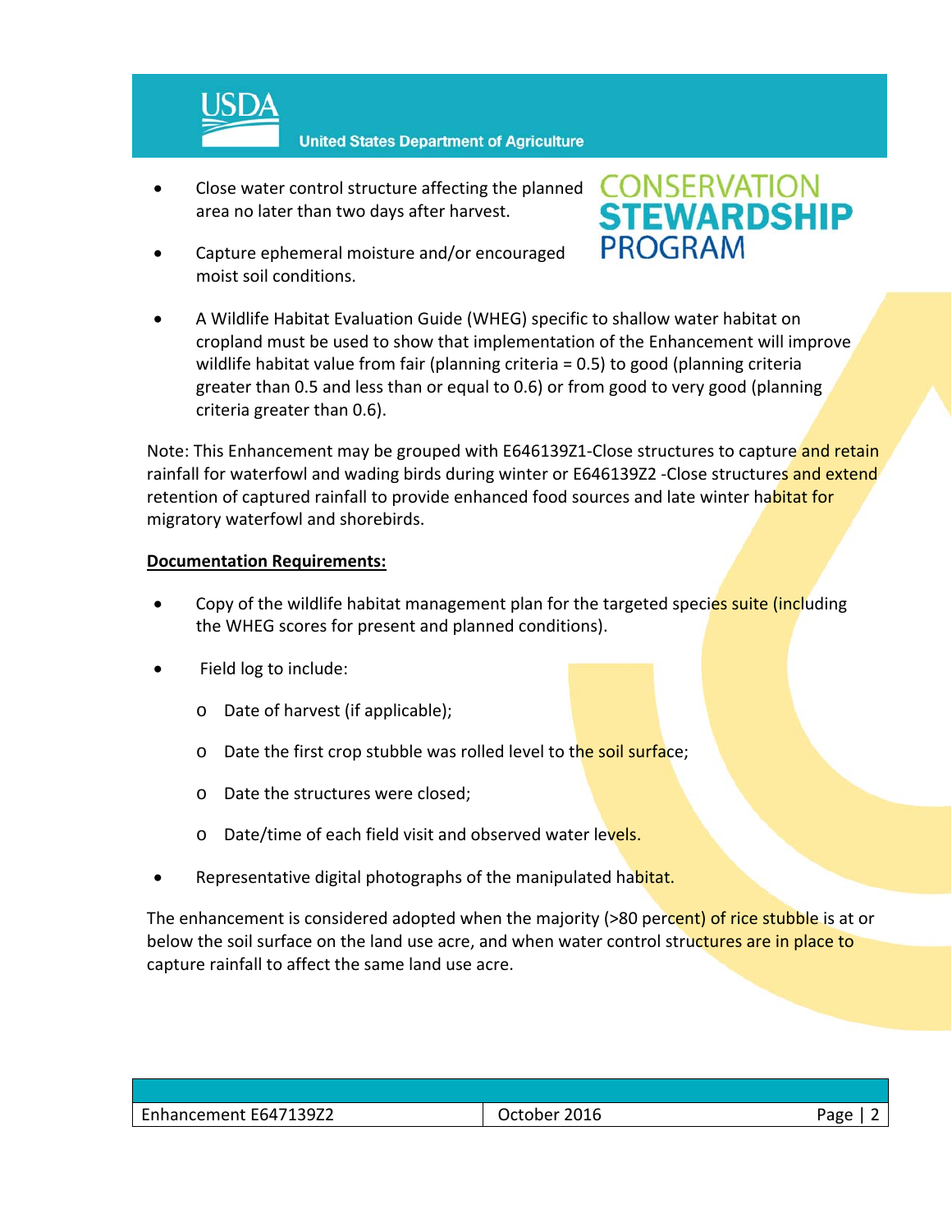- Close water control structure affecting the planned area no later than two days after harvest.
- Capture ephemeral moisture and/or encouraged moist soil conditions.
- A Wildlife Habitat Evaluation Guide (WHEG) specific to shallow water habitat on cropland must be used to show that implementation of the Enhancement will improve wildlife habitat value from fair (planning criteria = 0.5) to good (planning criteria greater than 0.5 and less than or equal to 0.6) or from good to very good (planning criteria greater than 0.6).

Note: This Enhancement may be grouped with E646139Z1-Close structures to capture and retain rainfall for waterfowl and wading birds during winter or E646139Z2 -Close structures and extend retention of captured rainfall to provide enhanced food sources and late winter habitat for migratory waterfowl and shorebirds.

**Documentation Requirements:**

- Copy of the wildlife habitat management plan for the targeted species suite (including the WHEG scores for present and planned conditions).
- Field log to include:
  - Date of harvest (if applicable);
  - Date the first crop stubble was rolled level to the soil surface;
  - Date the structures were closed;
  - Date/time of each field visit and observed water levels.
- Representative digital photographs of the manipulated habitat.

The enhancement is considered adopted when the majority (>80 percent) of rice stubble is at or below the soil surface on the land use acre, and when water control structures are in place to capture rainfall to affect the same land use acre.